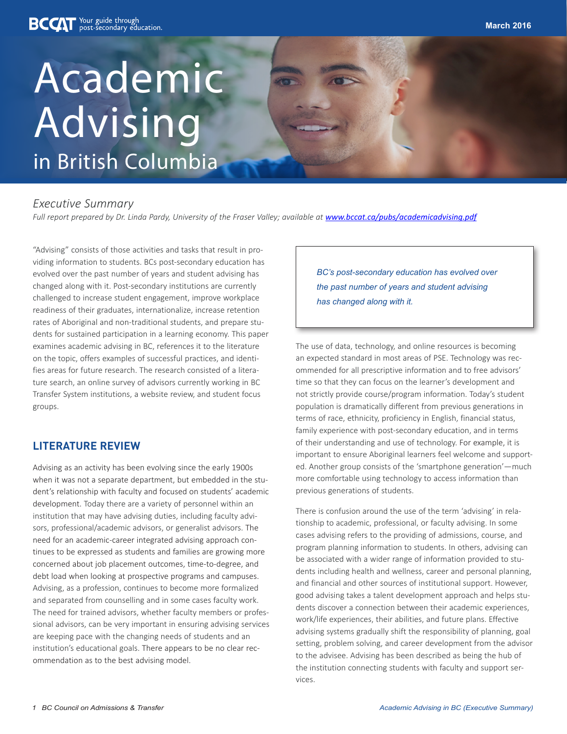# Academic Advising in British Columbia

*Executive Summary*

*Full report prepared by Dr. Linda Pardy, University of the Fraser Valley; available at [www.bccat.ca/pubs/academicadvising.pdf](www.bccat.ca/pubs/academicadvising.pdf)*

"Advising" consists of those activities and tasks that result in providing information to students. BCs post-secondary education has evolved over the past number of years and student advising has changed along with it. Post-secondary institutions are currently challenged to increase student engagement, improve workplace readiness of their graduates, internationalize, increase retention rates of Aboriginal and non-traditional students, and prepare students for sustained participation in a learning economy. This paper examines academic advising in BC, references it to the literature on the topic, offers examples of successful practices, and identifies areas for future research. The research consisted of a literature search, an online survey of advisors currently working in BC Transfer System institutions, a website review, and student focus groups.

## LITERATURE REVIEW

Advising as an activity has been evolving since the early 1900s when it was not a separate department, but embedded in the student's relationship with faculty and focused on students' academic development. Today there are a variety of personnel within an institution that may have advising duties, including faculty advisors, professional/academic advisors, or generalist advisors. The need for an academic-career integrated advising approach continues to be expressed as students and families are growing more concerned about job placement outcomes, time-to-degree, and debt load when looking at prospective programs and campuses. Advising, as a profession, continues to become more formalized and separated from counselling and in some cases faculty work. The need for trained advisors, whether faculty members or professional advisors, can be very important in ensuring advising services are keeping pace with the changing needs of students and an institution's educational goals. There appears to be no clear recommendation as to the best advising model.

> *BC's post-secondary education has evolved over the past number of years and student advising has changed along with it.*

The use of data, technology, and online resources is becoming an expected standard in most areas of PSE. Technology was recommended for all prescriptive information and to free advisors' time so that they can focus on the learner's development and not strictly provide course/program information. Today's student population is dramatically different from previous generations in terms of race, ethnicity, proficiency in English, financial status, family experience with post-secondary education, and in terms of their understanding and use of technology. For example, it is important to ensure Aboriginal learners feel welcome and supported. Another group consists of the 'smartphone generation'—much more comfortable using technology to access information than previous generations of students.

There is confusion around the use of the term 'advising' in relationship to academic, professional, or faculty advising. In some cases advising refers to the providing of admissions, course, and program planning information to students. In others, advising can be associated with a wider range of information provided to students including health and wellness, career and personal planning, and financial and other sources of institutional support. However, good advising takes a talent development approach and helps students discover a connection between their academic experiences, work/life experiences, their abilities, and future plans. Effective advising systems gradually shift the responsibility of planning, goal setting, problem solving, and career development from the advisor to the advisee. Advising has been described as being the hub of the institution connecting students with faculty and support services.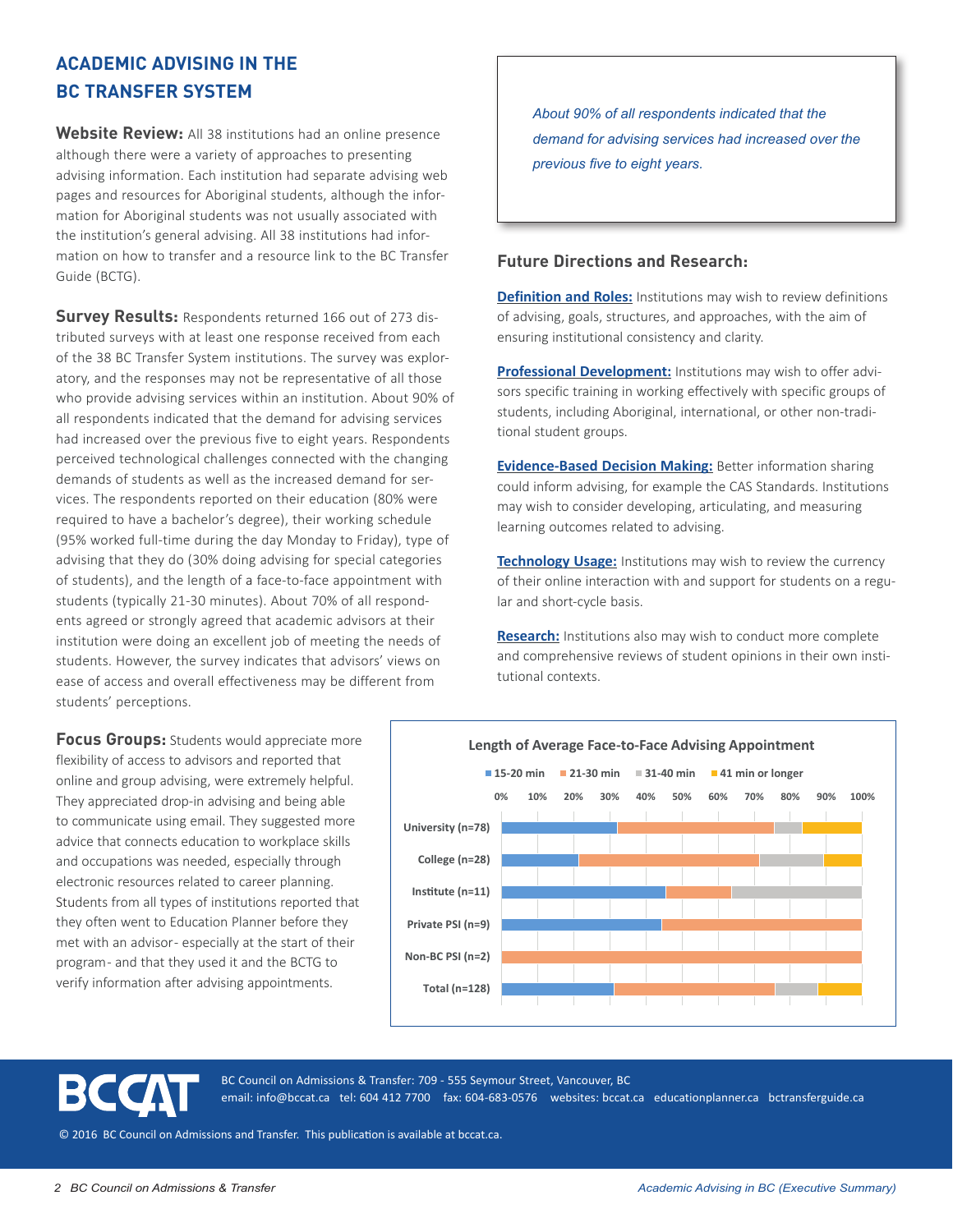## ACADEMIC ADVISING IN THE BC TRANSFER SYSTEM

**Website Review:** All 38 institutions had an online presence although there were a variety of approaches to presenting advising information. Each institution had separate advising web pages and resources for Aboriginal students, although the information for Aboriginal students was not usually associated with the institution's general advising. All 38 institutions had information on how to transfer and a resource link to the BC Transfer Guide (BCTG).

**Survey Results:** Respondents returned 166 out of 273 distributed surveys with at least one response received from each of the 38 BC Transfer System institutions. The survey was exploratory, and the responses may not be representative of all those who provide advising services within an institution. About 90% of all respondents indicated that the demand for advising services had increased over the previous five to eight years. Respondents perceived technological challenges connected with the changing demands of students as well as the increased demand for services. The respondents reported on their education (80% were required to have a bachelor's degree), their working schedule (95% worked full-time during the day Monday to Friday), type of advising that they do (30% doing advising for special categories of students), and the length of a face-to-face appointment with students (typically 21-30 minutes). About 70% of all respondents agreed or strongly agreed that academic advisors at their institution were doing an excellent job of meeting the needs of students. However, the survey indicates that advisors' views on ease of access and overall effectiveness may be different from students' perceptions.

**Focus Groups:** Students would appreciate more flexibility of access to advisors and reported that online and group advising, were extremely helpful. They appreciated drop-in advising and being able to communicate using email. They suggested more advice that connects education to workplace skills and occupations was needed, especially through electronic resources related to career planning. Students from all types of institutions reported that they often went to Education Planner before they met with an advisor- especially at the start of their program- and that they used it and the BCTG to verify information after advising appointments.

*About 90% of all respondents indicated that the demand for advising services had increased over the previous five to eight years.*

### Future Directions and Research:

**Definition and Roles:** Institutions may wish to review definitions of advising, goals, structures, and approaches, with the aim of ensuring institutional consistency and clarity.

**Professional Development:** Institutions may wish to offer advisors specific training in working effectively with specific groups of students, including Aboriginal, international, or other non-traditional student groups.

**Evidence-Based Decision Making:** Better information sharing could inform advising, for example the CAS Standards. Institutions may wish to consider developing, articulating, and measuring learning outcomes related to advising.

**Technology Usage:** Institutions may wish to review the currency of their online interaction with and support for students on a regular and short-cycle basis.

**Research:** Institutions also may wish to conduct more complete and comprehensive reviews of student opinions in their own institutional contexts.

**Length of Average Face-to-Face Advising Appointment**

15-20 min
21-30 min
31-40 min
41 min or longer

0% 10% 20% 30% 40% 50% 60% 70% 80% 90% 100%

University (n=78)
College (n=28)
Institute (n=11)
Private PSI (n=9)
Non-BC PSI (n=2)
Total (n=128)

BC Council on Admissions & Transfer: 709 - 555 Seymour Street, Vancouver, BC
email: info@bccat.ca tel: 604 412 7700 fax: 604-683-0576 websites: bccat.ca educationplanner.ca bctransferguide.ca

© 2016 BC Council on Admissions and Transfer. This publication is available at bccat.ca.